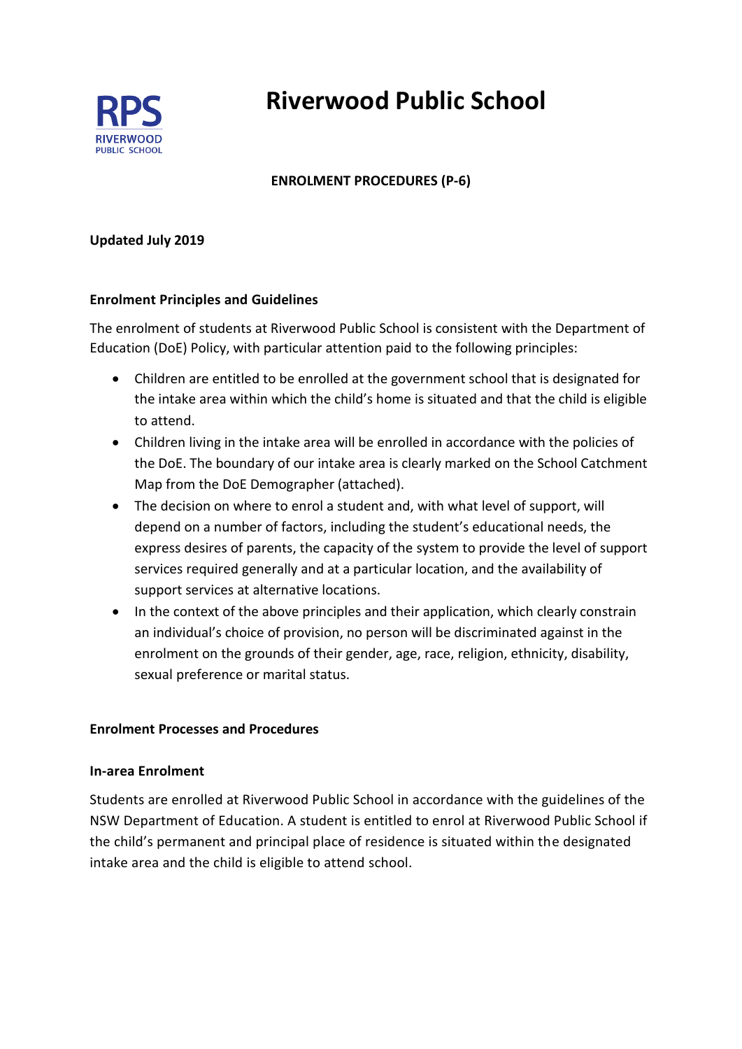# Riverwood Public School

**ENROLMENT PROCEDURES (P-6)**

**Updated July 2019**

### Enrolment Principles and Guidelines

The enrolment of students at Riverwood Public School is consistent with the Department of Education (DoE) Policy, with particular attention paid to the following principles:

- Children are entitled to be enrolled at the government school that is designated for the intake area within which the child's home is situated and that the child is eligible to attend.
- Children living in the intake area will be enrolled in accordance with the policies of the DoE. The boundary of our intake area is clearly marked on the School Catchment Map from the DoE Demographer (attached).
- The decision on where to enrol a student and, with what level of support, will depend on a number of factors, including the student's educational needs, the express desires of parents, the capacity of the system to provide the level of support services required generally and at a particular location, and the availability of support services at alternative locations.
- In the context of the above principles and their application, which clearly constrain an individual's choice of provision, no person will be discriminated against in the enrolment on the grounds of their gender, age, race, religion, ethnicity, disability, sexual preference or marital status.

### Enrolment Processes and Procedures

#### In-area Enrolment

Students are enrolled at Riverwood Public School in accordance with the guidelines of the NSW Department of Education. A student is entitled to enrol at Riverwood Public School if the child's permanent and principal place of residence is situated within the designated intake area and the child is eligible to attend school.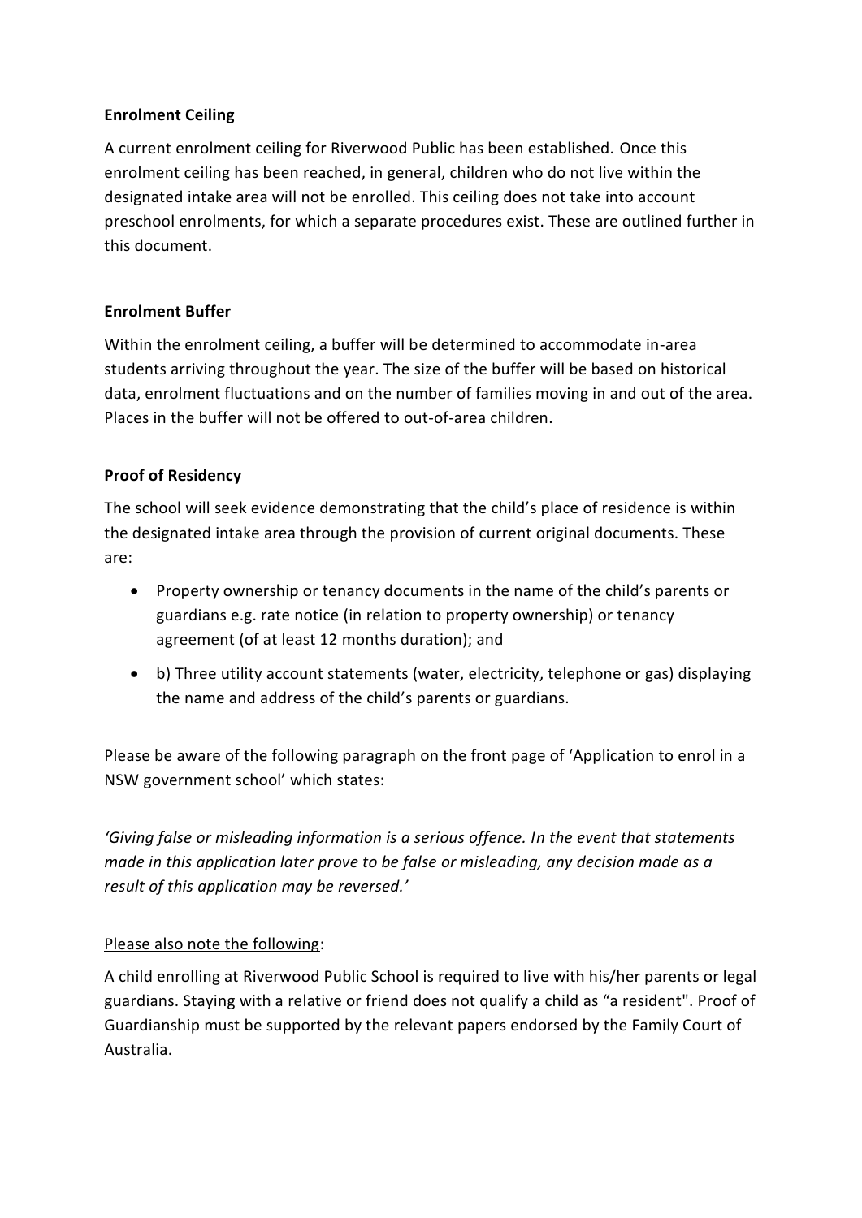**Enrolment Ceiling**

A current enrolment ceiling for Riverwood Public has been established. Once this enrolment ceiling has been reached, in general, children who do not live within the designated intake area will not be enrolled. This ceiling does not take into account preschool enrolments, for which a separate procedures exist. These are outlined further in this document.

**Enrolment Buffer**

Within the enrolment ceiling, a buffer will be determined to accommodate in-area students arriving throughout the year. The size of the buffer will be based on historical data, enrolment fluctuations and on the number of families moving in and out of the area. Places in the buffer will not be offered to out-of-area children.

**Proof of Residency**

The school will seek evidence demonstrating that the child's place of residence is within the designated intake area through the provision of current original documents. These are:

- Property ownership or tenancy documents in the name of the child's parents or guardians e.g. rate notice (in relation to property ownership) or tenancy agreement (of at least 12 months duration); and
- b) Three utility account statements (water, electricity, telephone or gas) displaying the name and address of the child's parents or guardians.

Please be aware of the following paragraph on the front page of 'Application to enrol in a NSW government school' which states:

*'Giving false or misleading information is a serious offence. In the event that statements made in this application later prove to be false or misleading, any decision made as a result of this application may be reversed.'*

<u>Please also note the following</u>:

A child enrolling at Riverwood Public School is required to live with his/her parents or legal guardians. Staying with a relative or friend does not qualify a child as "a resident". Proof of Guardianship must be supported by the relevant papers endorsed by the Family Court of Australia.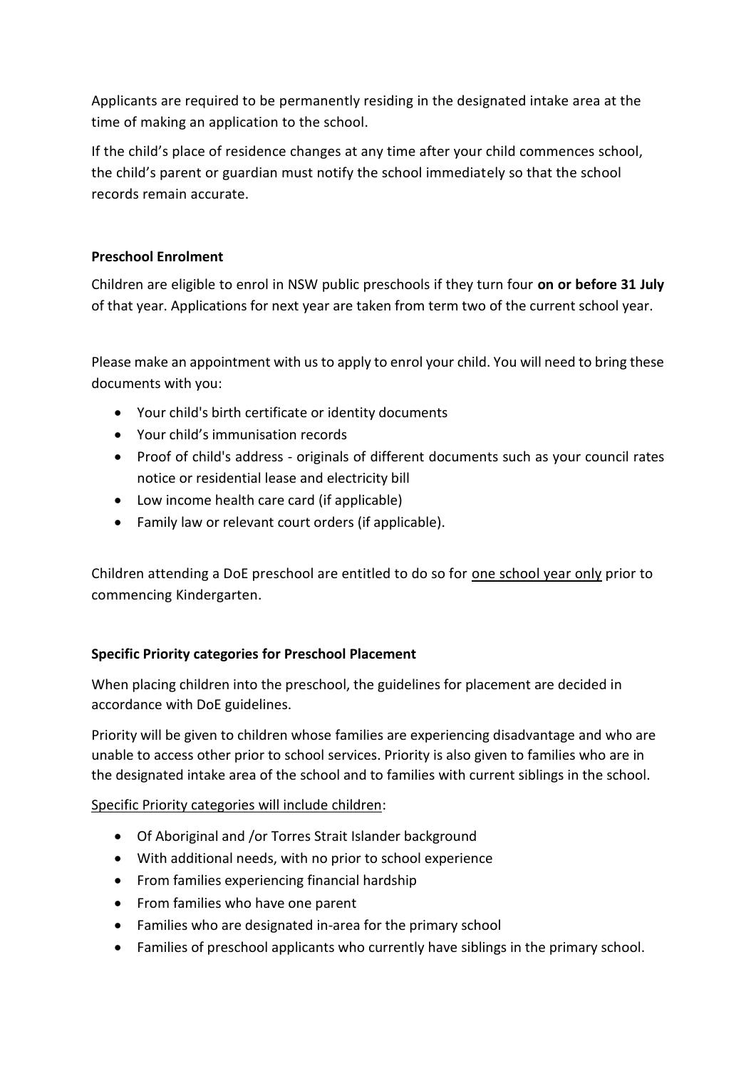Applicants are required to be permanently residing in the designated intake area at the time of making an application to the school.

If the child's place of residence changes at any time after your child commences school, the child's parent or guardian must notify the school immediately so that the school records remain accurate.

**Preschool Enrolment**

Children are eligible to enrol in NSW public preschools if they turn four **on or before 31 July** of that year. Applications for next year are taken from term two of the current school year.

Please make an appointment with us to apply to enrol your child. You will need to bring these documents with you:

- Your child's birth certificate or identity documents
- Your child's immunisation records
- Proof of child's address - originals of different documents such as your council rates notice or residential lease and electricity bill
- Low income health care card (if applicable)
- Family law or relevant court orders (if applicable).

Children attending a DoE preschool are entitled to do so for <u>one school year only</u> prior to commencing Kindergarten.

**Specific Priority categories for Preschool Placement**

When placing children into the preschool, the guidelines for placement are decided in accordance with DoE guidelines.

Priority will be given to children whose families are experiencing disadvantage and who are unable to access other prior to school services. Priority is also given to families who are in the designated intake area of the school and to families with current siblings in the school.

<u>Specific Priority categories will include children</u>:

- Of Aboriginal and /or Torres Strait Islander background
- With additional needs, with no prior to school experience
- From families experiencing financial hardship
- From families who have one parent
- Families who are designated in-area for the primary school
- Families of preschool applicants who currently have siblings in the primary school.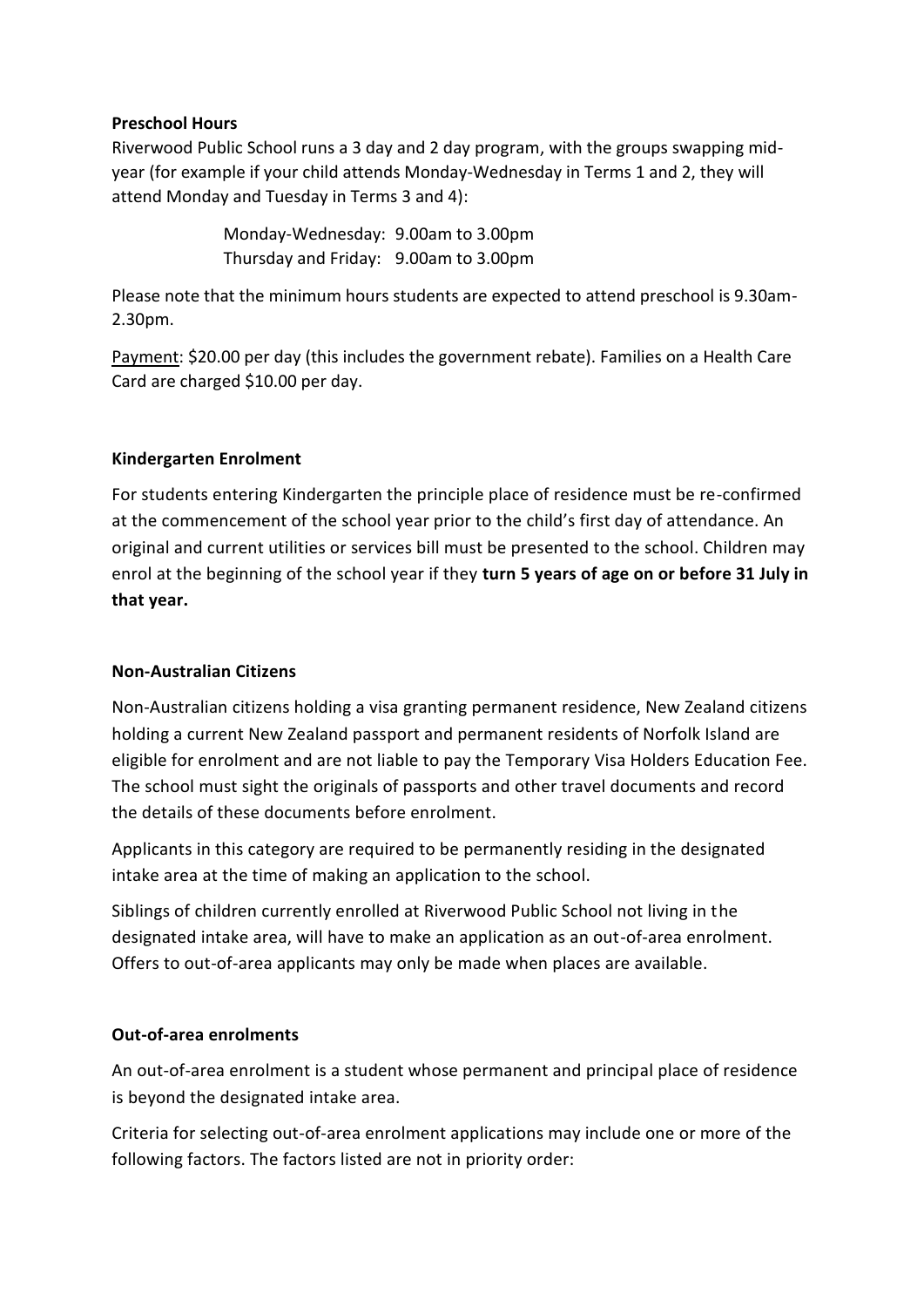**Preschool Hours**

Riverwood Public School runs a 3 day and 2 day program, with the groups swapping mid-year (for example if your child attends Monday-Wednesday in Terms 1 and 2, they will attend Monday and Tuesday in Terms 3 and 4):

Monday-Wednesday: 9.00am to 3.00pm
Thursday and Friday: 9.00am to 3.00pm

Please note that the minimum hours students are expected to attend preschool is 9.30am-2.30pm.

<u>Payment</u>: $20.00 per day (this includes the government rebate). Families on a Health Care Card are charged $10.00 per day.

**Kindergarten Enrolment**

For students entering Kindergarten the principle place of residence must be re-confirmed at the commencement of the school year prior to the child's first day of attendance. An original and current utilities or services bill must be presented to the school. Children may enrol at the beginning of the school year if they **turn 5 years of age on or before 31 July in that year.**

**Non-Australian Citizens**

Non-Australian citizens holding a visa granting permanent residence, New Zealand citizens holding a current New Zealand passport and permanent residents of Norfolk Island are eligible for enrolment and are not liable to pay the Temporary Visa Holders Education Fee. The school must sight the originals of passports and other travel documents and record the details of these documents before enrolment.

Applicants in this category are required to be permanently residing in the designated intake area at the time of making an application to the school.

Siblings of children currently enrolled at Riverwood Public School not living in the designated intake area, will have to make an application as an out-of-area enrolment. Offers to out-of-area applicants may only be made when places are available.

**Out-of-area enrolments**

An out-of-area enrolment is a student whose permanent and principal place of residence is beyond the designated intake area.

Criteria for selecting out-of-area enrolment applications may include one or more of the following factors. The factors listed are not in priority order: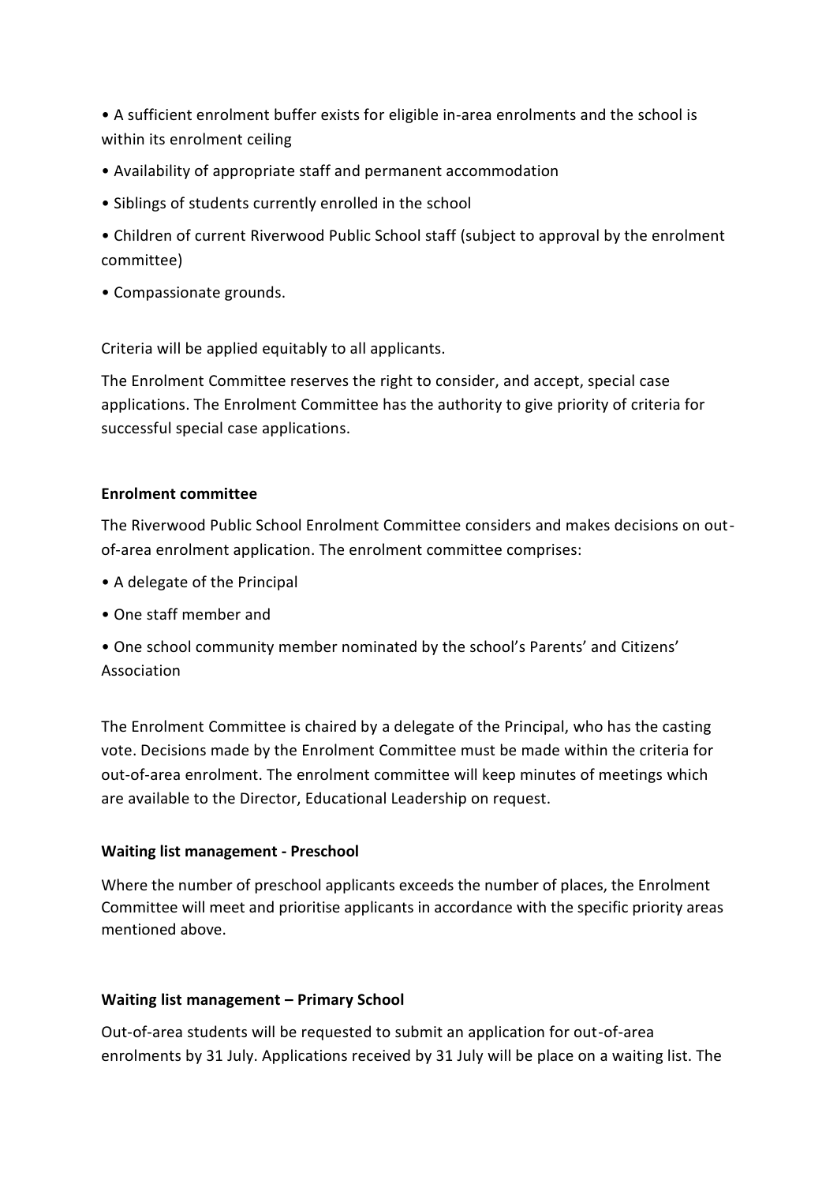- A sufficient enrolment buffer exists for eligible in-area enrolments and the school is within its enrolment ceiling
- Availability of appropriate staff and permanent accommodation
- Siblings of students currently enrolled in the school
- Children of current Riverwood Public School staff (subject to approval by the enrolment committee)
- Compassionate grounds.

Criteria will be applied equitably to all applicants.

The Enrolment Committee reserves the right to consider, and accept, special case applications. The Enrolment Committee has the authority to give priority of criteria for successful special case applications.

**Enrolment committee**

The Riverwood Public School Enrolment Committee considers and makes decisions on out-of-area enrolment application. The enrolment committee comprises:

- A delegate of the Principal
- One staff member and
- One school community member nominated by the school's Parents' and Citizens' Association

The Enrolment Committee is chaired by a delegate of the Principal, who has the casting vote. Decisions made by the Enrolment Committee must be made within the criteria for out-of-area enrolment. The enrolment committee will keep minutes of meetings which are available to the Director, Educational Leadership on request.

**Waiting list management - Preschool**

Where the number of preschool applicants exceeds the number of places, the Enrolment Committee will meet and prioritise applicants in accordance with the specific priority areas mentioned above.

**Waiting list management – Primary School**

Out-of-area students will be requested to submit an application for out-of-area enrolments by 31 July. Applications received by 31 July will be place on a waiting list. The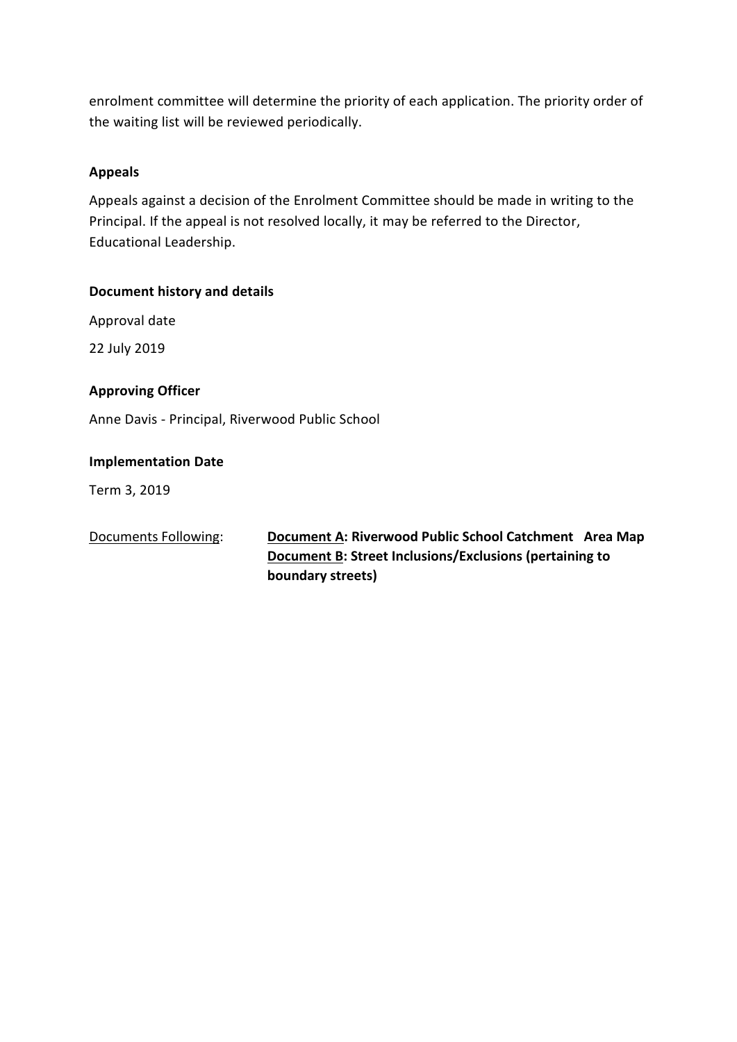enrolment committee will determine the priority of each application. The priority order of the waiting list will be reviewed periodically.

**Appeals**

Appeals against a decision of the Enrolment Committee should be made in writing to the Principal. If the appeal is not resolved locally, it may be referred to the Director, Educational Leadership.

**Document history and details**

Approval date

22 July 2019

**Approving Officer**

Anne Davis - Principal, Riverwood Public School

**Implementation Date**

Term 3, 2019

Documents Following: **Document A: Riverwood Public School Catchment Area Map**
**Document B: Street Inclusions/Exclusions (pertaining to boundary streets)**